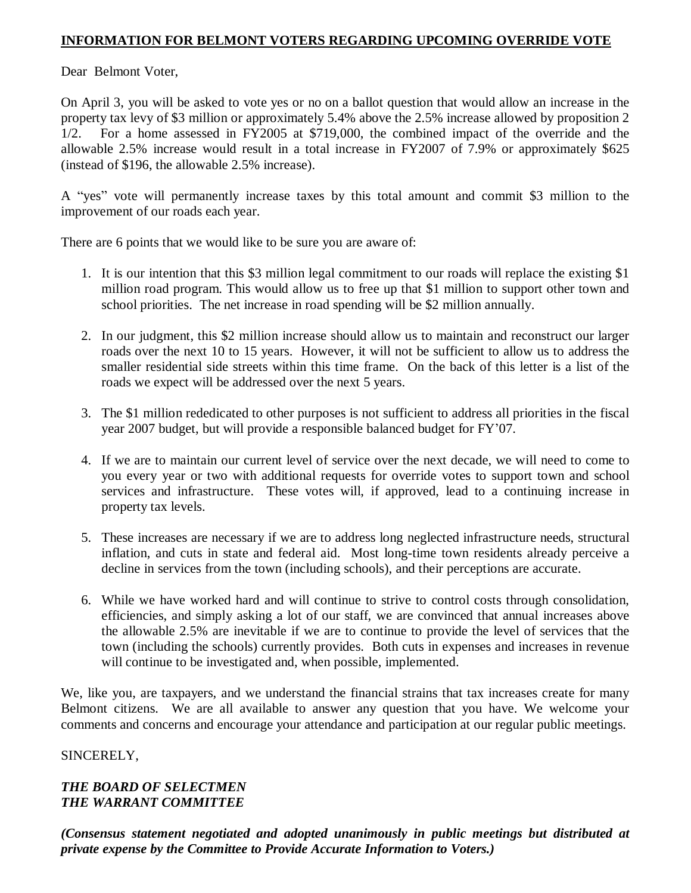**INFORMATION FOR BELMONT VOTERS REGARDING UPCOMING OVERRIDE VOTE**

Dear Belmont Voter,

On April 3, you will be asked to vote yes or no on a ballot question that would allow an increase in the property tax levy of $3 million or approximately 5.4% above the 2.5% increase allowed by proposition 2 1/2. For a home assessed in FY2005 at $719,000, the combined impact of the override and the allowable 2.5% increase would result in a total increase in FY2007 of 7.9% or approximately $625 (instead of $196, the allowable 2.5% increase).

A "yes" vote will permanently increase taxes by this total amount and commit $3 million to the improvement of our roads each year.

There are 6 points that we would like to be sure you are aware of:

1. It is our intention that this $3 million legal commitment to our roads will replace the existing $1 million road program. This would allow us to free up that $1 million to support other town and school priorities. The net increase in road spending will be $2 million annually.
2. In our judgment, this $2 million increase should allow us to maintain and reconstruct our larger roads over the next 10 to 15 years. However, it will not be sufficient to allow us to address the smaller residential side streets within this time frame. On the back of this letter is a list of the roads we expect will be addressed over the next 5 years.
3. The $1 million rededicated to other purposes is not sufficient to address all priorities in the fiscal year 2007 budget, but will provide a responsible balanced budget for FY'07.
4. If we are to maintain our current level of service over the next decade, we will need to come to you every year or two with additional requests for override votes to support town and school services and infrastructure. These votes will, if approved, lead to a continuing increase in property tax levels.
5. These increases are necessary if we are to address long neglected infrastructure needs, structural inflation, and cuts in state and federal aid. Most long-time town residents already perceive a decline in services from the town (including schools), and their perceptions are accurate.
6. While we have worked hard and will continue to strive to control costs through consolidation, efficiencies, and simply asking a lot of our staff, we are convinced that annual increases above the allowable 2.5% are inevitable if we are to continue to provide the level of services that the town (including the schools) currently provides. Both cuts in expenses and increases in revenue will continue to be investigated and, when possible, implemented.

We, like you, are taxpayers, and we understand the financial strains that tax increases create for many Belmont citizens. We are all available to answer any question that you have. We welcome your comments and concerns and encourage your attendance and participation at our regular public meetings.

SINCERELY,

***THE BOARD OF SELECTMEN***
***THE WARRANT COMMITTEE***

***(Consensus statement negotiated and adopted unanimously in public meetings but distributed at private expense by the Committee to Provide Accurate Information to Voters.)***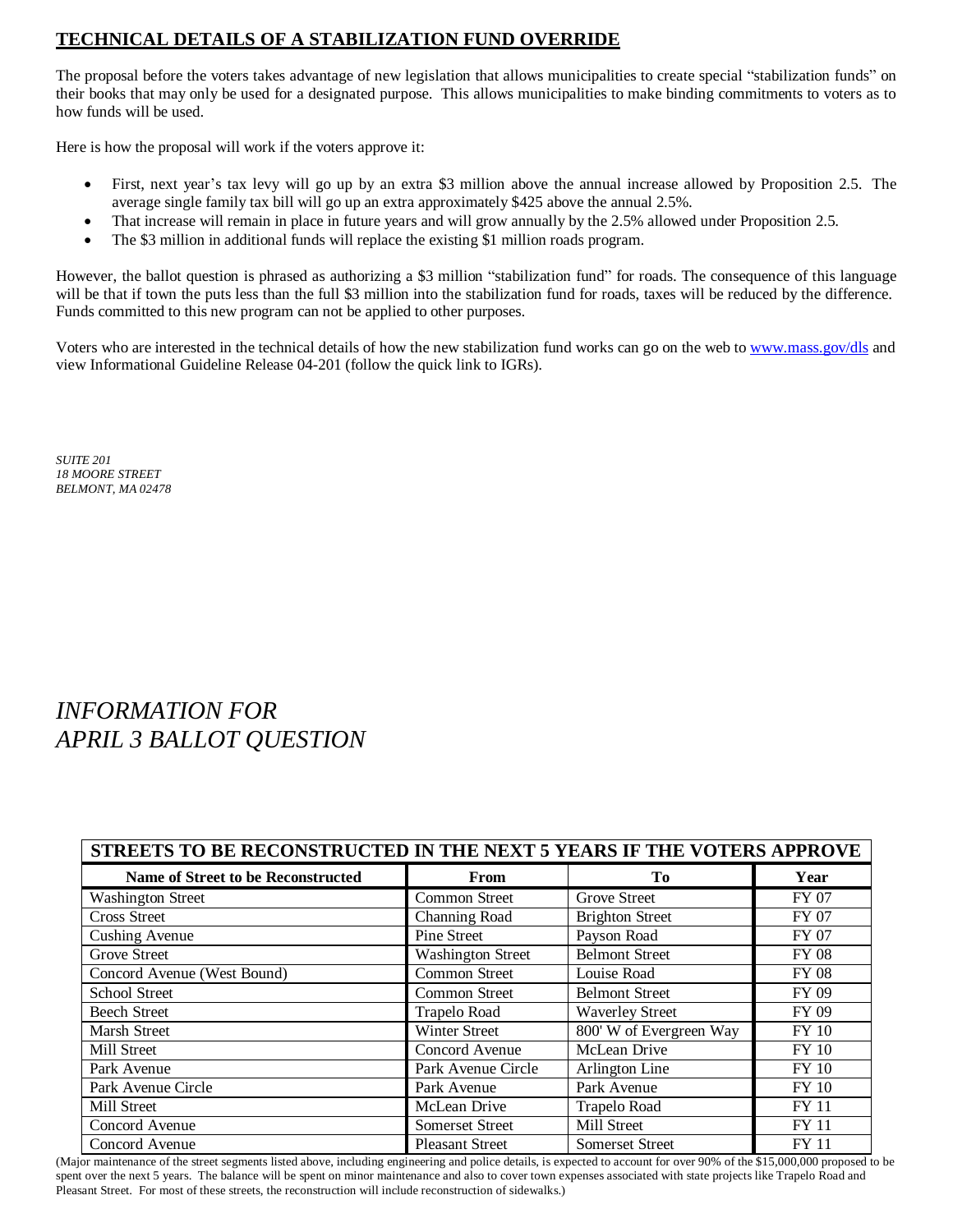## TECHNICAL DETAILS OF A STABILIZATION FUND OVERRIDE

The proposal before the voters takes advantage of new legislation that allows municipalities to create special "stabilization funds" on their books that may only be used for a designated purpose. This allows municipalities to make binding commitments to voters as to how funds will be used.

Here is how the proposal will work if the voters approve it:

- First, next year's tax levy will go up by an extra $3 million above the annual increase allowed by Proposition 2.5. The average single family tax bill will go up an extra approximately $425 above the annual 2.5%.
- That increase will remain in place in future years and will grow annually by the 2.5% allowed under Proposition 2.5.
- The $3 million in additional funds will replace the existing $1 million roads program.

However, the ballot question is phrased as authorizing a $3 million "stabilization fund" for roads. The consequence of this language will be that if town the puts less than the full $3 million into the stabilization fund for roads, taxes will be reduced by the difference. Funds committed to this new program can not be applied to other purposes.

Voters who are interested in the technical details of how the new stabilization fund works can go on the web to www.mass.gov/dls and view Informational Guideline Release 04-201 (follow the quick link to IGRs).

*SUITE 201*
*18 MOORE STREET*
*BELMONT, MA 02478*

# *INFORMATION FOR APRIL 3 BALLOT QUESTION*

**STREETS TO BE RECONSTRUCTED IN THE NEXT 5 YEARS IF THE VOTERS APPROVE**

| Name of Street to be Reconstructed | From | To | Year |
|---|---|---|---|
| Washington Street | Common Street | Grove Street | FY 07 |
| Cross Street | Channing Road | Brighton Street | FY 07 |
| Cushing Avenue | Pine Street | Payson Road | FY 07 |
| Grove Street | Washington Street | Belmont Street | FY 08 |
| Concord Avenue (West Bound) | Common Street | Louise Road | FY 08 |
| School Street | Common Street | Belmont Street | FY 09 |
| Beech Street | Trapelo Road | Waverley Street | FY 09 |
| Marsh Street | Winter Street | 800' W of Evergreen Way | FY 10 |
| Mill Street | Concord Avenue | McLean Drive | FY 10 |
| Park Avenue | Park Avenue Circle | Arlington Line | FY 10 |
| Park Avenue Circle | Park Avenue | Park Avenue | FY 10 |
| Mill Street | McLean Drive | Trapelo Road | FY 11 |
| Concord Avenue | Somerset Street | Mill Street | FY 11 |
| Concord Avenue | Pleasant Street | Somerset Street | FY 11 |

(Major maintenance of the street segments listed above, including engineering and police details, is expected to account for over 90% of the $15,000,000 proposed to be spent over the next 5 years. The balance will be spent on minor maintenance and also to cover town expenses associated with state projects like Trapelo Road and Pleasant Street. For most of these streets, the reconstruction will include reconstruction of sidewalks.)